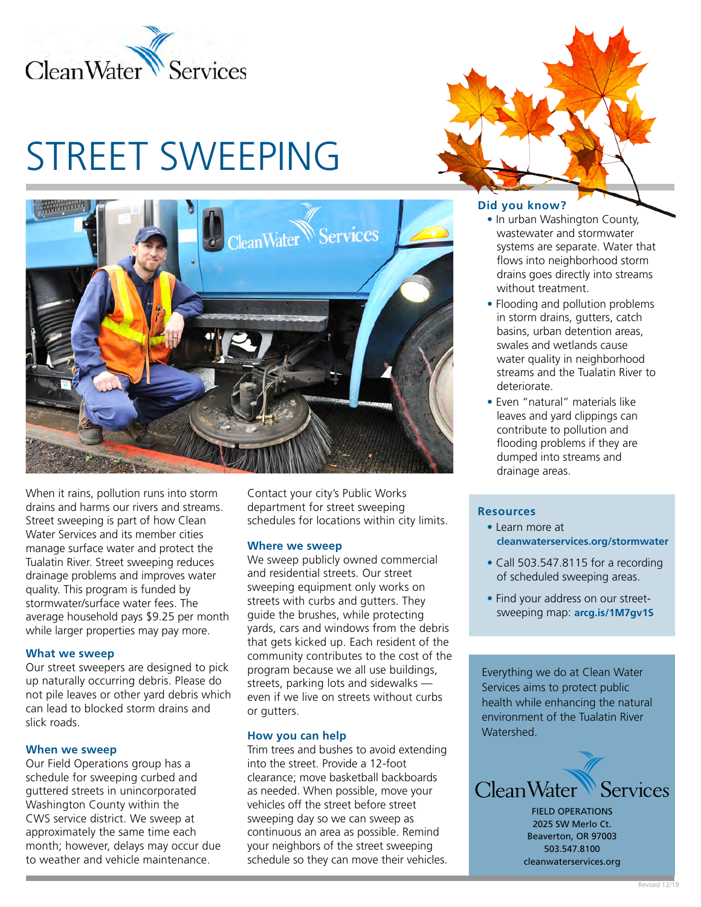Clean Water Services

# STREET SWEEPING

When it rains, pollution runs into storm drains and harms our rivers and streams. Street sweeping is part of how Clean Water Services and its member cities manage surface water and protect the Tualatin River. Street sweeping reduces drainage problems and improves water quality. This program is funded by stormwater/surface water fees. The average household pays $9.25 per month while larger properties may pay more.

## What we sweep

Our street sweepers are designed to pick up naturally occurring debris. Please do not pile leaves or other yard debris which can lead to blocked storm drains and slick roads.

## When we sweep

Our Field Operations group has a schedule for sweeping curbed and guttered streets in unincorporated Washington County within the CWS service district. We sweep at approximately the same time each month; however, delays may occur due to weather and vehicle maintenance.

Contact your city's Public Works department for street sweeping schedules for locations within city limits.

## Where we sweep

We sweep publicly owned commercial and residential streets. Our street sweeping equipment only works on streets with curbs and gutters. They guide the brushes, while protecting yards, cars and windows from the debris that gets kicked up. Each resident of the community contributes to the cost of the program because we all use buildings, streets, parking lots and sidewalks — even if we live on streets without curbs or gutters.

## How you can help

Trim trees and bushes to avoid extending into the street. Provide a 12-foot clearance; move basketball backboards as needed. When possible, move your vehicles off the street before street sweeping day so we can sweep as continuous an area as possible. Remind your neighbors of the street sweeping schedule so they can move their vehicles.

## Did you know?

- In urban Washington County, wastewater and stormwater systems are separate. Water that flows into neighborhood storm drains goes directly into streams without treatment.
- Flooding and pollution problems in storm drains, gutters, catch basins, urban detention areas, swales and wetlands cause water quality in neighborhood streams and the Tualatin River to deteriorate.
- Even "natural" materials like leaves and yard clippings can contribute to pollution and flooding problems if they are dumped into streams and drainage areas.

## Resources

- Learn more at **cleanwaterservices.org/stormwater**
- Call 503.547.8115 for a recording of scheduled sweeping areas.
- Find your address on our street-sweeping map: **arcg.is/1M7gv1S**

Everything we do at Clean Water Services aims to protect public health while enhancing the natural environment of the Tualatin River Watershed.

Clean Water Services

FIELD OPERATIONS
2025 SW Merlo Ct.
Beaverton, OR 97003
503.547.8100
cleanwaterservices.org

Revised 12/19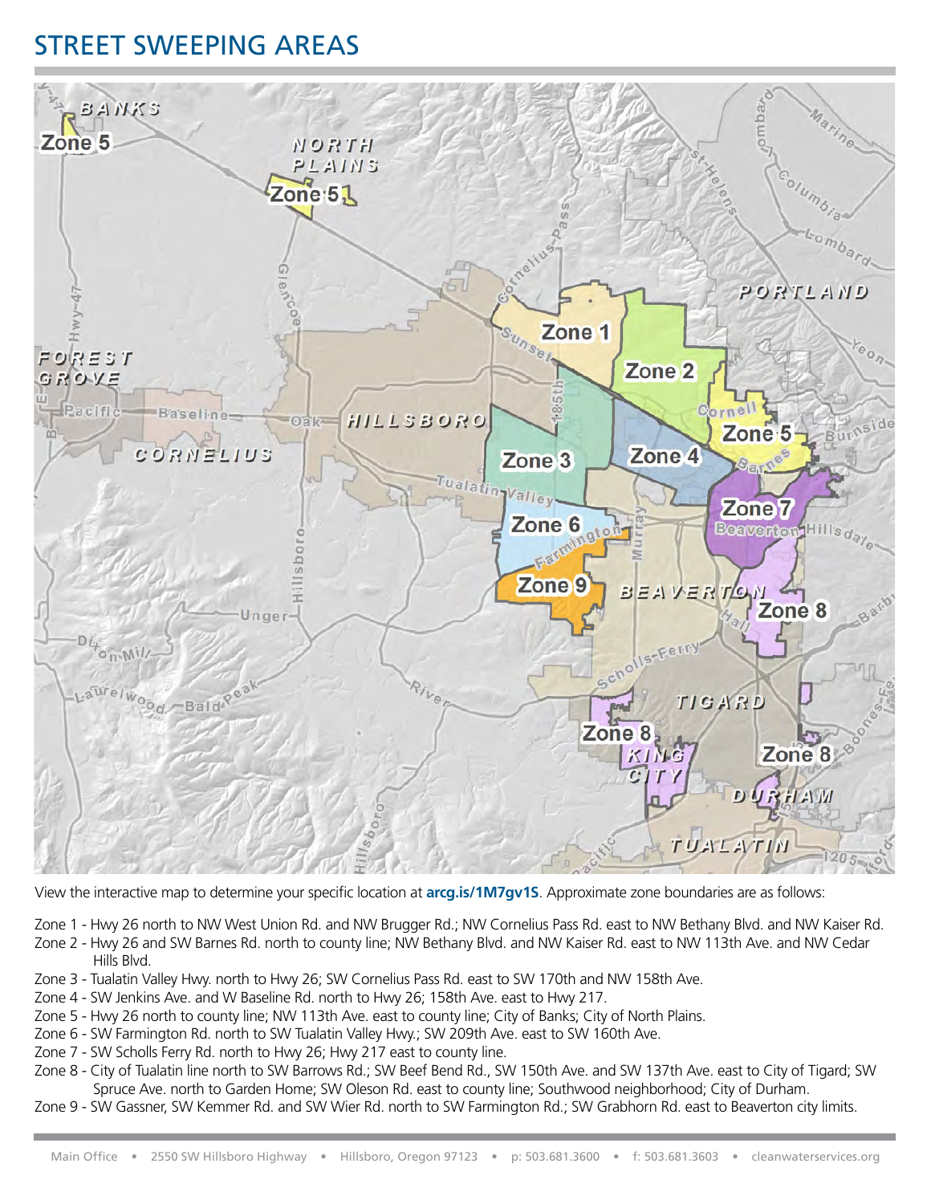# STREET SWEEPING AREAS

View the interactive map to determine your specific location at **arcg.is/1M7gv1S**. Approximate zone boundaries are as follows:

- Zone 1 - Hwy 26 north to NW West Union Rd. and NW Brugger Rd.; NW Cornelius Pass Rd. east to NW Bethany Blvd. and NW Kaiser Rd.
- Zone 2 - Hwy 26 and SW Barnes Rd. north to county line; NW Bethany Blvd. and NW Kaiser Rd. east to NW 113th Ave. and NW Cedar Hills Blvd.
- Zone 3 - Tualatin Valley Hwy. north to Hwy 26; SW Cornelius Pass Rd. east to SW 170th and NW 158th Ave.
- Zone 4 - SW Jenkins Ave. and W Baseline Rd. north to Hwy 26; 158th Ave. east to Hwy 217.
- Zone 5 - Hwy 26 north to county line; NW 113th Ave. east to county line; City of Banks; City of North Plains.
- Zone 6 - SW Farmington Rd. north to SW Tualatin Valley Hwy.; SW 209th Ave. east to SW 160th Ave.
- Zone 7 - SW Scholls Ferry Rd. north to Hwy 26; Hwy 217 east to county line.
- Zone 8 - City of Tualatin line north to SW Barrows Rd.; SW Beef Bend Rd., SW 150th Ave. and SW 137th Ave. east to City of Tigard; SW Spruce Ave. north to Garden Home; SW Oleson Rd. east to county line; Southwood neighborhood; City of Durham.
- Zone 9 - SW Gassner, SW Kemmer Rd. and SW Wier Rd. north to SW Farmington Rd.; SW Grabhorn Rd. east to Beaverton city limits.

Main Office • 2550 SW Hillsboro Highway • Hillsboro, Oregon 97123 • p: 503.681.3600 • f: 503.681.3603 • cleanwaterservices.org